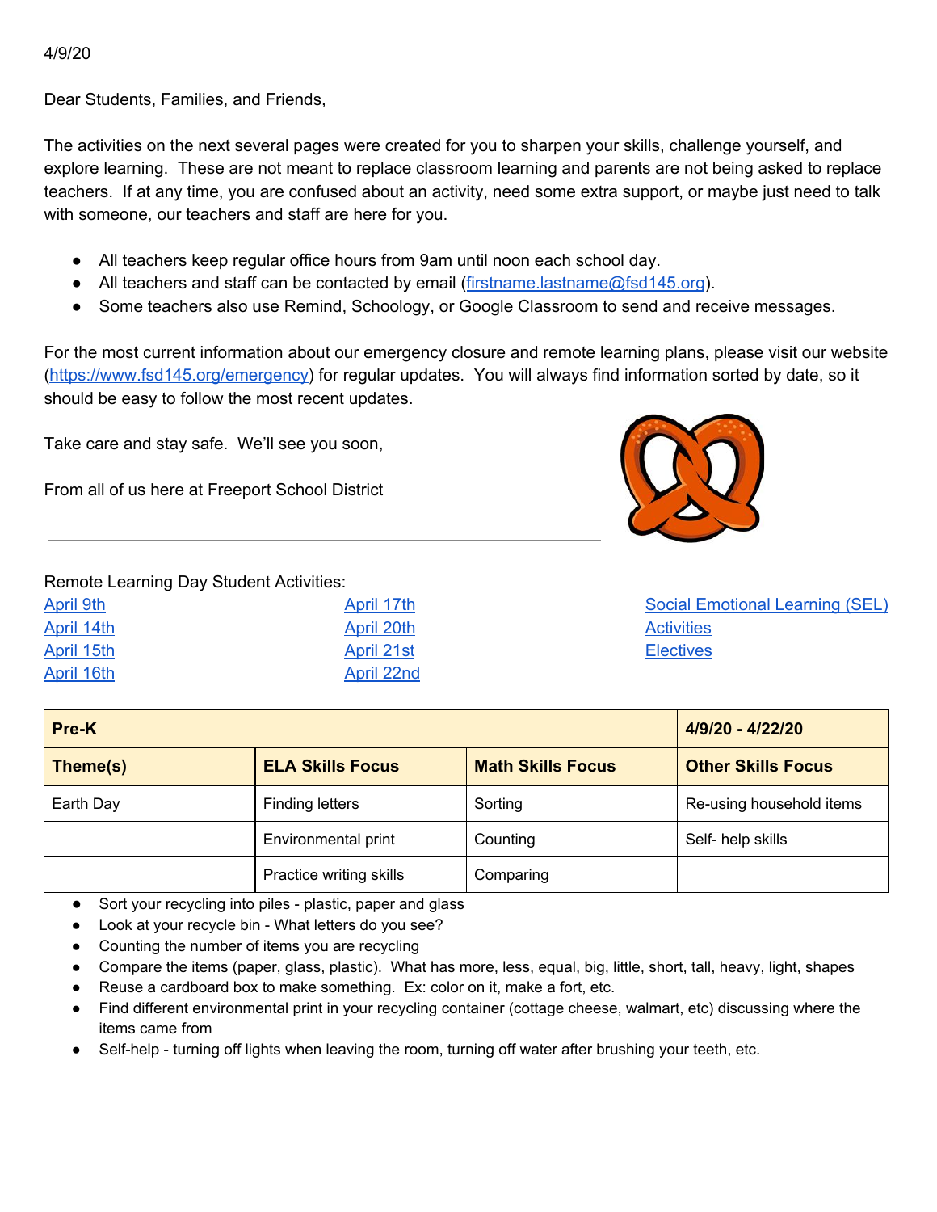4/9/20

Dear Students, Families, and Friends,

The activities on the next several pages were created for you to sharpen your skills, challenge yourself, and explore learning. These are not meant to replace classroom learning and parents are not being asked to replace teachers. If at any time, you are confused about an activity, need some extra support, or maybe just need to talk with someone, our teachers and staff are here for you.

- All teachers keep regular office hours from 9am until noon each school day.
- All teachers and staff can be contacted by email (firstname.lastname@fsd145.org).
- Some teachers also use Remind, Schoology, or Google Classroom to send and receive messages.

For the most current information about our emergency closure and remote learning plans, please visit our website (https://www.fsd145.org/emergency) for regular updates. You will always find information sorted by date, so it should be easy to follow the most recent updates.

Take care and stay safe. We'll see you soon,

From all of us here at Freeport School District

---

Remote Learning Day Student Activities:

April 9th
April 14th
April 15th
April 16th
April 17th
April 20th
April 21st
April 22nd
Social Emotional Learning (SEL)
Activities
Electives

| Pre-K | | | 4/9/20 - 4/22/20 |
|---|---|---|---|
| **Theme(s)** | **ELA Skills Focus** | **Math Skills Focus** | **Other Skills Focus** |
| Earth Day | Finding letters | Sorting | Re-using household items |
| | Environmental print | Counting | Self- help skills |
| | Practice writing skills | Comparing | |

- Sort your recycling into piles - plastic, paper and glass
- Look at your recycle bin - What letters do you see?
- Counting the number of items you are recycling
- Compare the items (paper, glass, plastic). What has more, less, equal, big, little, short, tall, heavy, light, shapes
- Reuse a cardboard box to make something. Ex: color on it, make a fort, etc.
- Find different environmental print in your recycling container (cottage cheese, walmart, etc) discussing where the items came from
- Self-help - turning off lights when leaving the room, turning off water after brushing your teeth, etc.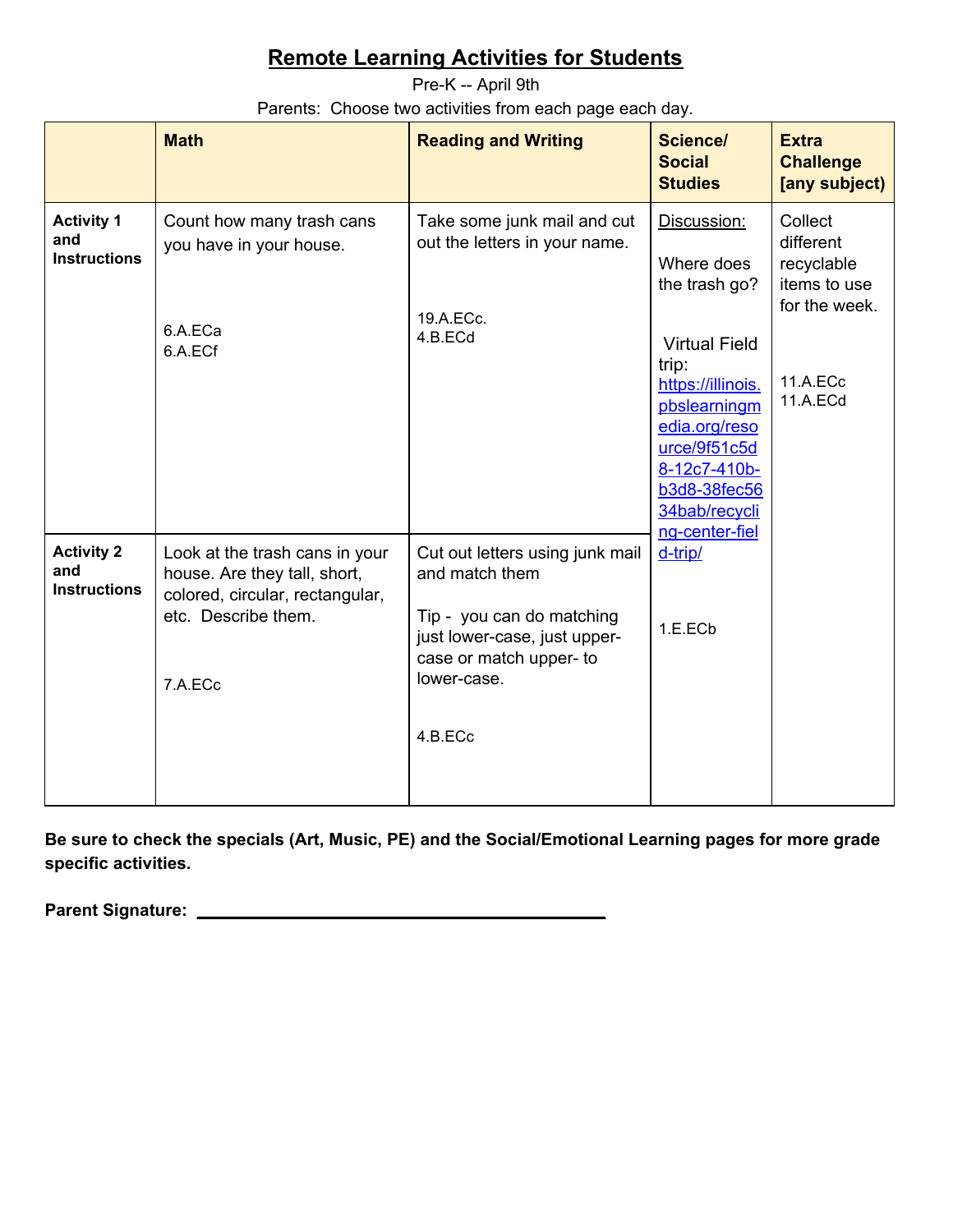# Remote Learning Activities for Students

Pre-K -- April 9th

Parents: Choose two activities from each page each day.

| | Math | Reading and Writing | Science/ Social Studies | Extra Challenge [any subject) |
|---|---|---|---|---|
| **Activity 1 and Instructions** | Count how many trash cans you have in your house.<br><br>6.A.ECa<br>6.A.ECf | Take some junk mail and cut out the letters in your name.<br><br>19.A.ECc.<br>4.B.ECd | Discussion:<br><br>Where does the trash go?<br><br>Virtual Field trip: https://illinois.pbslearningmedia.org/resource/9f51c5d8-12c7-410b-b3d8-38fec5634bab/recycling-center-field-trip/<br><br>1.E.ECb | Collect different recyclable items to use for the week.<br><br>11.A.ECc<br>11.A.ECd |
| **Activity 2 and Instructions** | Look at the trash cans in your house. Are they tall, short, colored, circular, rectangular, etc. Describe them.<br><br>7.A.ECc | Cut out letters using junk mail and match them<br><br>Tip - you can do matching just lower-case, just upper-case or match upper- to lower-case.<br><br>4.B.ECc | | |

**Be sure to check the specials (Art, Music, PE) and the Social/Emotional Learning pages for more grade specific activities.**

**Parent Signature:** ________________________________________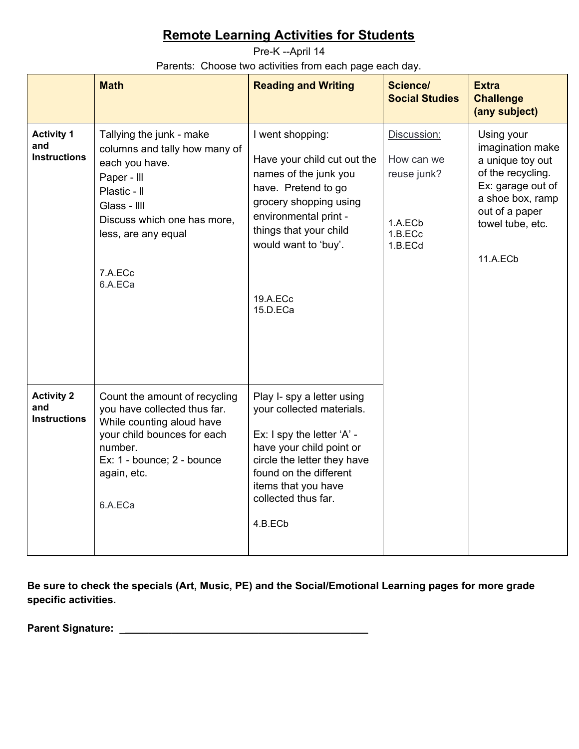# Remote Learning Activities for Students

Pre-K --April 14

Parents: Choose two activities from each page each day.

| | **Math** | **Reading and Writing** | **Science/ Social Studies** | **Extra Challenge (any subject)** |
|---|---|---|---|---|
| **Activity 1 and Instructions** | Tallying the junk - make columns and tally how many of each you have.<br>Paper - lll<br>Plastic - ll<br>Glass - llll<br>Discuss which one has more, less, are any equal<br><br>7.A.ECc<br>6.A.ECa | I went shopping:<br><br>Have your child cut out the names of the junk you have. Pretend to go grocery shopping using environmental print - things that your child would want to 'buy'.<br><br>19.A.ECc<br>15.D.ECa | Discussion:<br><br>How can we reuse junk?<br><br>1.A.ECb<br>1.B.ECc<br>1.B.ECd | Using your imagination make a unique toy out of the recycling. Ex: garage out of a shoe box, ramp out of a paper towel tube, etc.<br><br>11.A.ECb |
| **Activity 2 and Instructions** | Count the amount of recycling you have collected thus far. While counting aloud have your child bounces for each number.<br>Ex: 1 - bounce; 2 - bounce again, etc.<br><br>6.A.ECa | Play I- spy a letter using your collected materials.<br><br>Ex: I spy the letter 'A' - have your child point or circle the letter they have found on the different items that you have collected thus far.<br><br>4.B.ECb | | |

**Be sure to check the specials (Art, Music, PE) and the Social/Emotional Learning pages for more grade specific activities.**

**Parent Signature:** ___________________________________________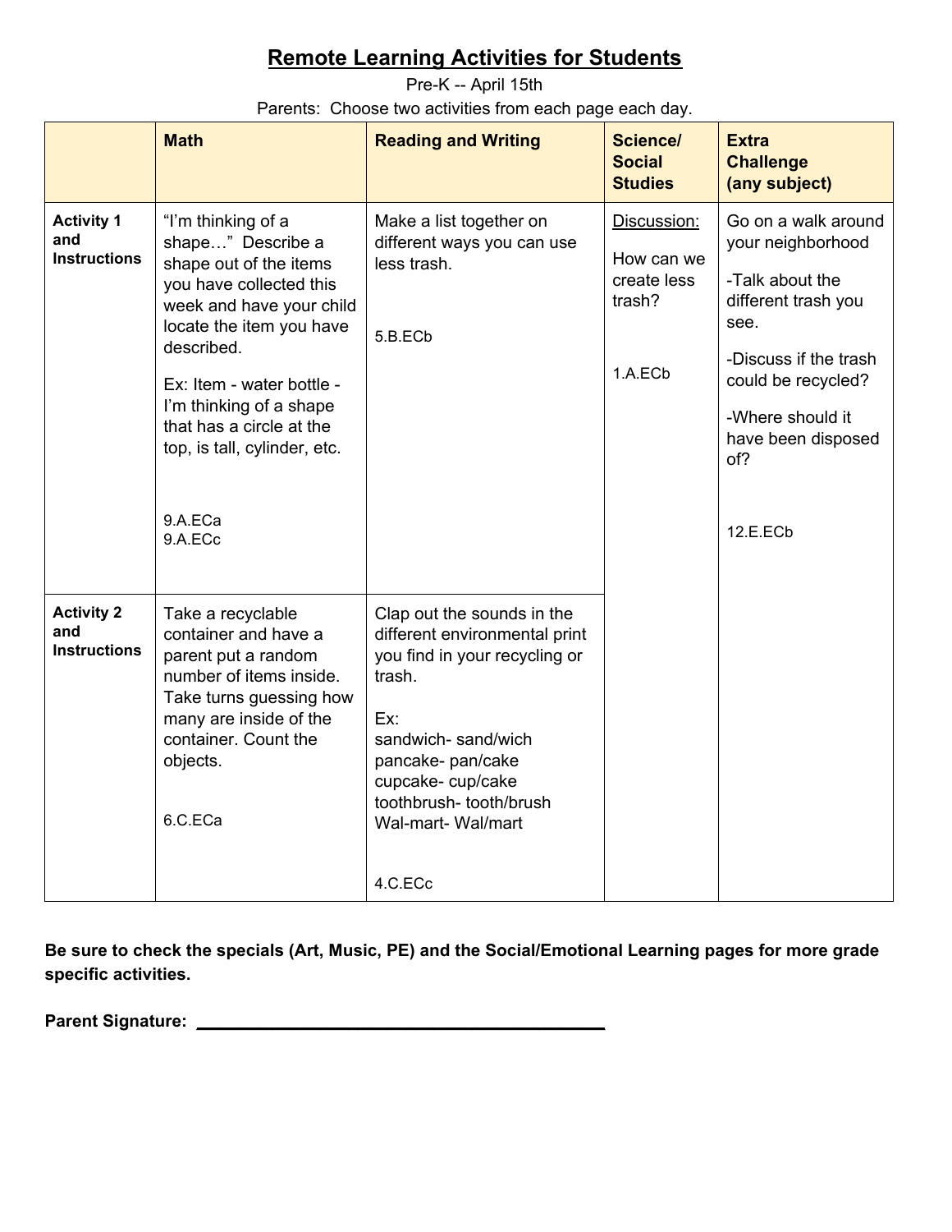# Remote Learning Activities for Students

Pre-K -- April 15th

Parents: Choose two activities from each page each day.

| | Math | Reading and Writing | Science/ Social Studies | Extra Challenge (any subject) |
|---|---|---|---|---|
| **Activity 1 and Instructions** | "I'm thinking of a shape…" Describe a shape out of the items you have collected this week and have your child locate the item you have described.<br><br>Ex: Item - water bottle - I'm thinking of a shape that has a circle at the top, is tall, cylinder, etc.<br><br>9.A.ECa<br>9.A.ECc | Make a list together on different ways you can use less trash.<br><br>5.B.ECb | Discussion:<br><br>How can we create less trash?<br><br>1.A.ECb | Go on a walk around your neighborhood<br><br>-Talk about the different trash you see.<br><br>-Discuss if the trash could be recycled?<br><br>-Where should it have been disposed of?<br><br>12.E.ECb |
| **Activity 2 and Instructions** | Take a recyclable container and have a parent put a random number of items inside. Take turns guessing how many are inside of the container. Count the objects.<br><br>6.C.ECa | Clap out the sounds in the different environmental print you find in your recycling or trash.<br><br>Ex:<br>sandwich- sand/wich<br>pancake- pan/cake<br>cupcake- cup/cake<br>toothbrush- tooth/brush<br>Wal-mart- Wal/mart<br><br>4.C.ECc | | |

**Be sure to check the specials (Art, Music, PE) and the Social/Emotional Learning pages for more grade specific activities.**

**Parent Signature:** ___________________________________________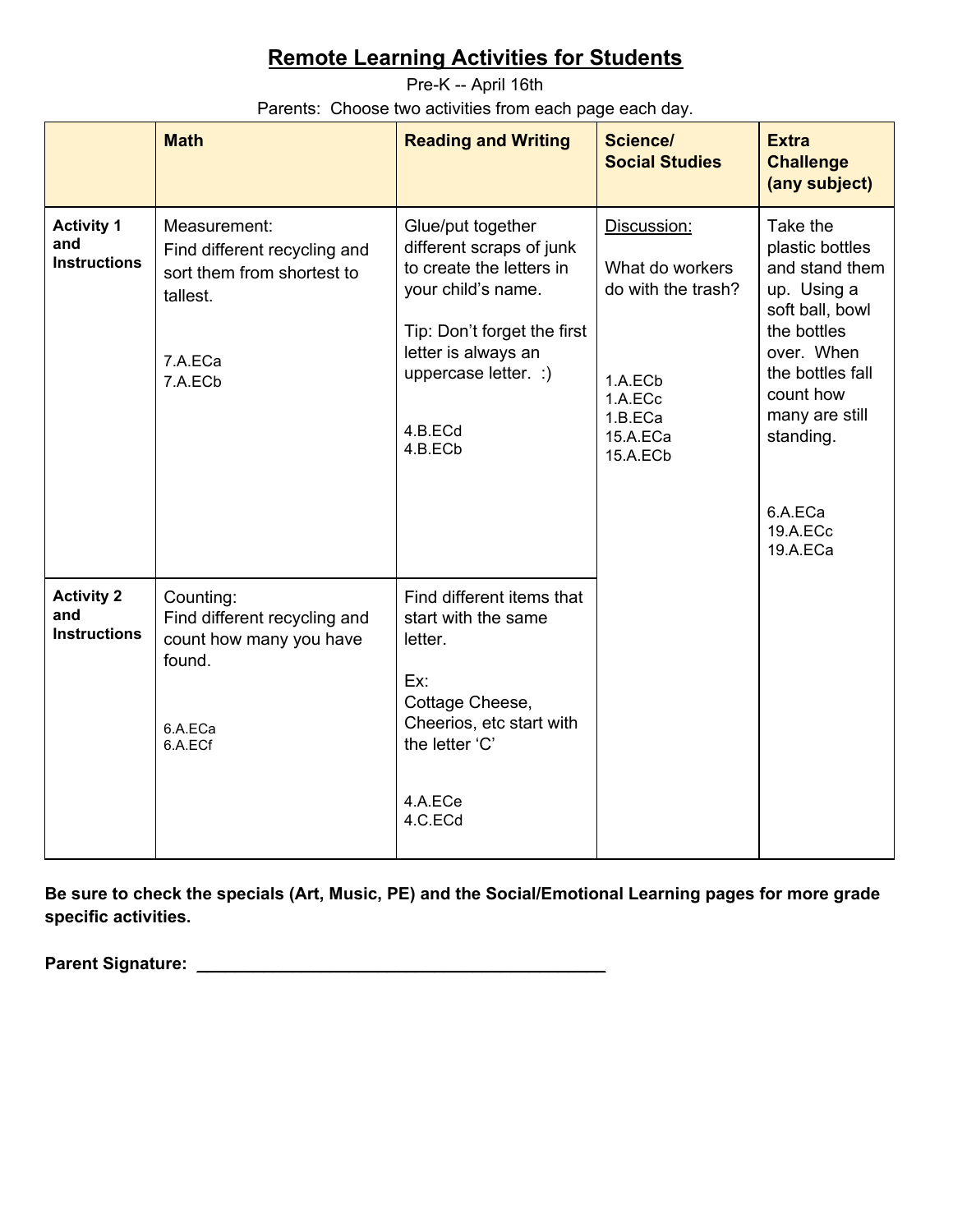# Remote Learning Activities for Students

Pre-K -- April 16th

Parents: Choose two activities from each page each day.

| | Math | Reading and Writing | Science/ Social Studies | Extra Challenge (any subject) |
|---|---|---|---|---|
| **Activity 1 and Instructions** | Measurement:<br>Find different recycling and sort them from shortest to tallest.<br><br>7.A.ECa<br>7.A.ECb | Glue/put together different scraps of junk to create the letters in your child's name.<br><br>Tip: Don't forget the first letter is always an uppercase letter. :)<br><br>4.B.ECd<br>4.B.ECb | Discussion:<br><br>What do workers do with the trash?<br><br>1.A.ECb<br>1.A.ECc<br>1.B.ECa<br>15.A.ECa<br>15.A.ECb | Take the plastic bottles and stand them up. Using a soft ball, bowl the bottles over. When the bottles fall count how many are still standing.<br><br>6.A.ECa<br>19.A.ECc<br>19.A.ECa |
| **Activity 2 and Instructions** | Counting:<br>Find different recycling and count how many you have found.<br><br>6.A.ECa<br>6.A.ECf | Find different items that start with the same letter.<br><br>Ex:<br>Cottage Cheese, Cheerios, etc start with the letter 'C'<br><br>4.A.ECe<br>4.C.ECd | | |

**Be sure to check the specials (Art, Music, PE) and the Social/Emotional Learning pages for more grade specific activities.**

**Parent Signature:** ___________________________________________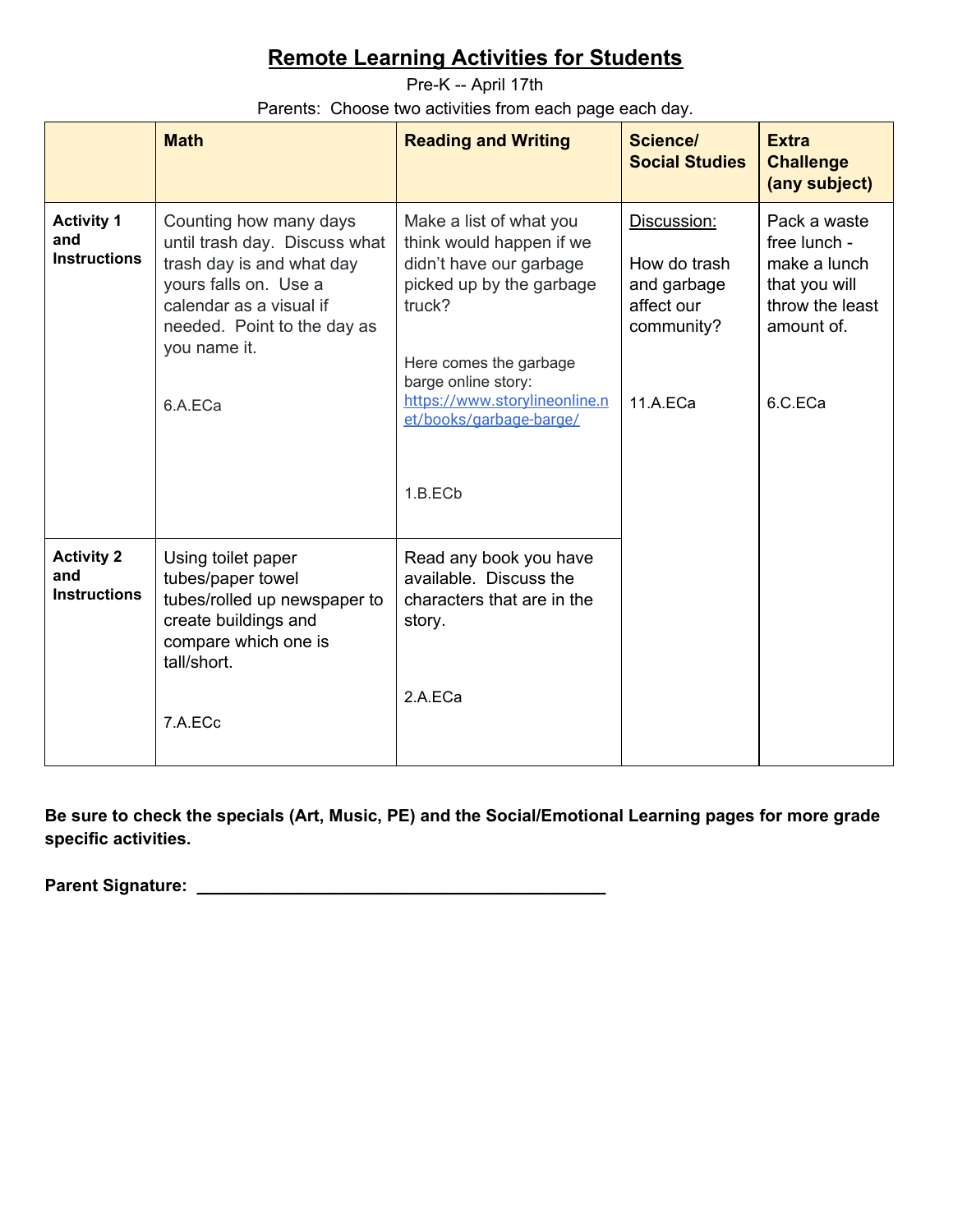# Remote Learning Activities for Students

Pre-K -- April 17th

Parents: Choose two activities from each page each day.

| | Math | Reading and Writing | Science/ Social Studies | Extra Challenge (any subject) |
|---|---|---|---|---|
| **Activity 1 and Instructions** | Counting how many days until trash day. Discuss what trash day is and what day yours falls on. Use a calendar as a visual if needed. Point to the day as you name it.<br><br>6.A.ECa | Make a list of what you think would happen if we didn't have our garbage picked up by the garbage truck?<br><br>Here comes the garbage barge online story: https://www.storylineonline.net/books/garbage-barge/<br><br>1.B.ECb | Discussion:<br><br>How do trash and garbage affect our community?<br><br>11.A.ECa | Pack a waste free lunch - make a lunch that you will throw the least amount of.<br><br>6.C.ECa |
| **Activity 2 and Instructions** | Using toilet paper tubes/paper towel tubes/rolled up newspaper to create buildings and compare which one is tall/short.<br><br>7.A.ECc | Read any book you have available. Discuss the characters that are in the story.<br><br>2.A.ECa | | |

**Be sure to check the specials (Art, Music, PE) and the Social/Emotional Learning pages for more grade specific activities.**

**Parent Signature: ______________________________________**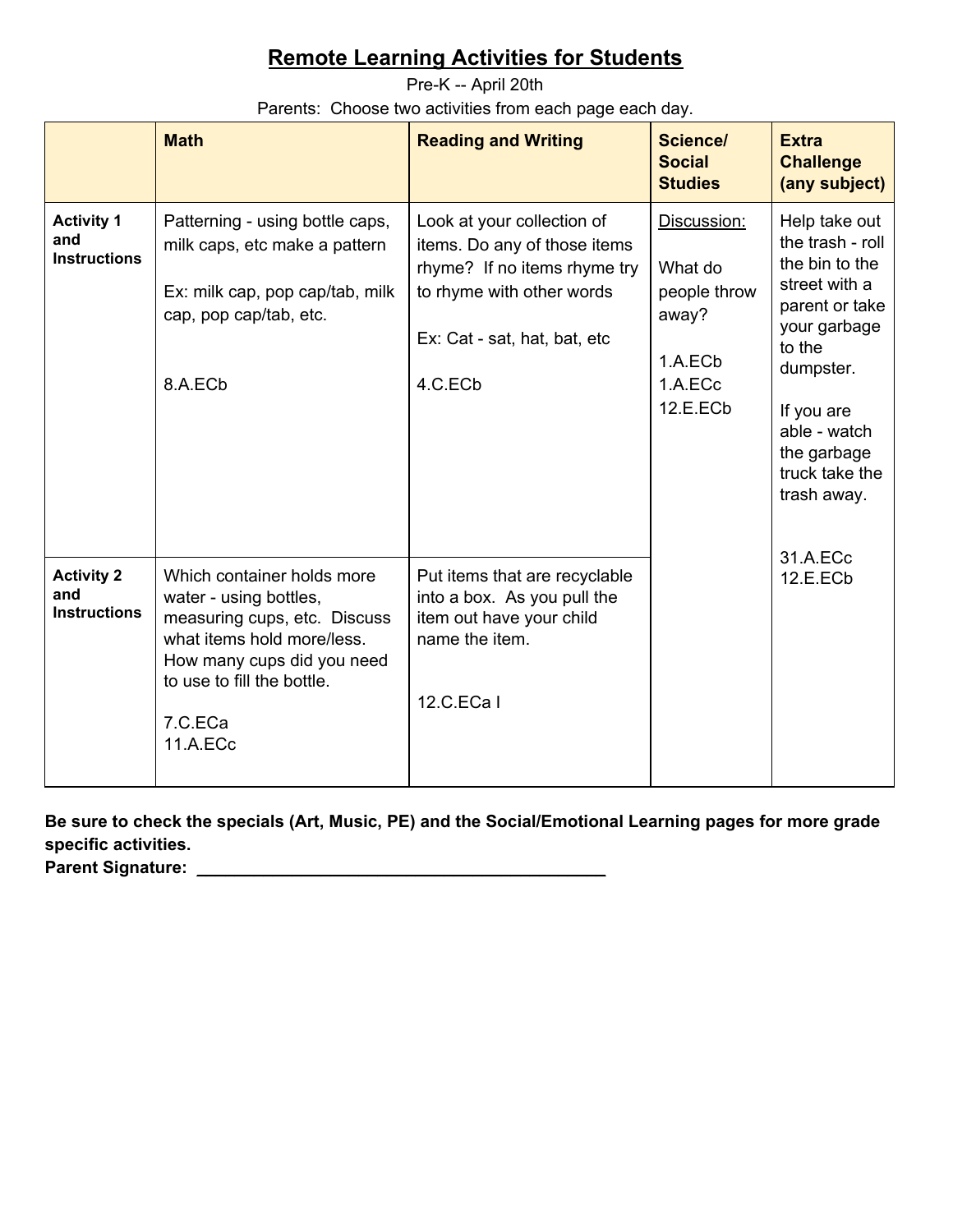# Remote Learning Activities for Students

Pre-K -- April 20th

Parents: Choose two activities from each page each day.

| | Math | Reading and Writing | Science/ Social Studies | Extra Challenge (any subject) |
|---|---|---|---|---|
| **Activity 1 and Instructions** | Patterning - using bottle caps, milk caps, etc make a pattern<br><br>Ex: milk cap, pop cap/tab, milk cap, pop cap/tab, etc.<br><br>8.A.ECb | Look at your collection of items. Do any of those items rhyme? If no items rhyme try to rhyme with other words<br><br>Ex: Cat - sat, hat, bat, etc<br><br>4.C.ECb | Discussion:<br><br>What do people throw away?<br><br>1.A.ECb<br>1.A.ECc<br>12.E.ECb | Help take out the trash - roll the bin to the street with a parent or take your garbage to the dumpster.<br><br>If you are able - watch the garbage truck take the trash away.<br><br>31.A.ECc<br>12.E.ECb |
| **Activity 2 and Instructions** | Which container holds more water - using bottles, measuring cups, etc. Discuss what items hold more/less. How many cups did you need to use to fill the bottle.<br><br>7.C.ECa<br>11.A.ECc | Put items that are recyclable into a box. As you pull the item out have your child name the item.<br><br>12.C.ECa I | | |

**Be sure to check the specials (Art, Music, PE) and the Social/Emotional Learning pages for more grade specific activities.**

**Parent Signature: ___________________________________________**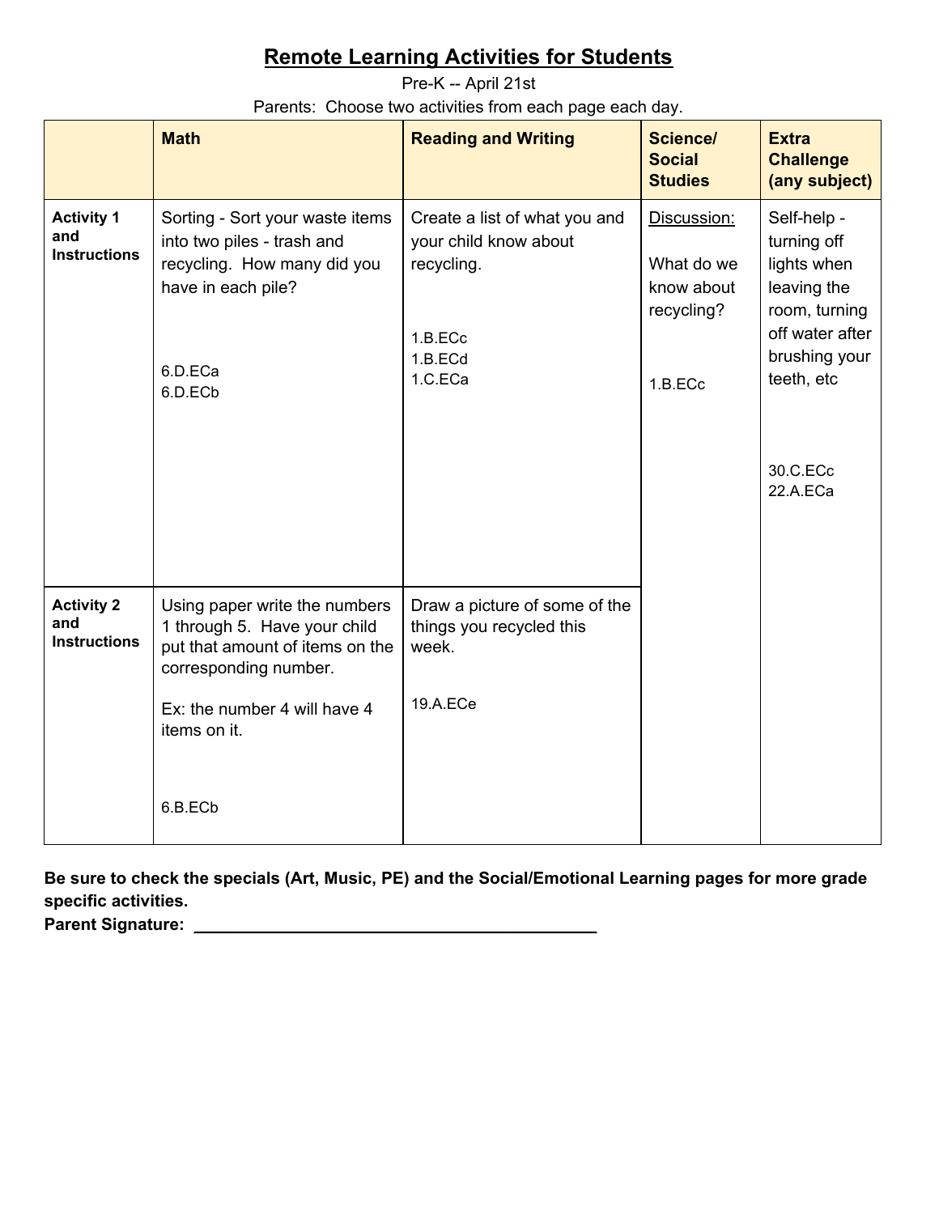# Remote Learning Activities for Students

Pre-K -- April 21st

Parents: Choose two activities from each page each day.

| | Math | Reading and Writing | Science/ Social Studies | Extra Challenge (any subject) |
|---|---|---|---|---|
| **Activity 1 and Instructions** | Sorting - Sort your waste items into two piles - trash and recycling. How many did you have in each pile?<br><br>6.D.ECa<br>6.D.ECb | Create a list of what you and your child know about recycling.<br><br>1.B.ECc<br>1.B.ECd<br>1.C.ECa | Discussion:<br><br>What do we know about recycling?<br><br>1.B.ECc | Self-help - turning off lights when leaving the room, turning off water after brushing your teeth, etc<br><br>30.C.ECc<br>22.A.ECa |
| **Activity 2 and Instructions** | Using paper write the numbers 1 through 5. Have your child put that amount of items on the corresponding number.<br><br>Ex: the number 4 will have 4 items on it.<br><br>6.B.ECb | Draw a picture of some of the things you recycled this week.<br><br>19.A.ECe | | |

**Be sure to check the specials (Art, Music, PE) and the Social/Emotional Learning pages for more grade specific activities.**

**Parent Signature:** ___________________________________________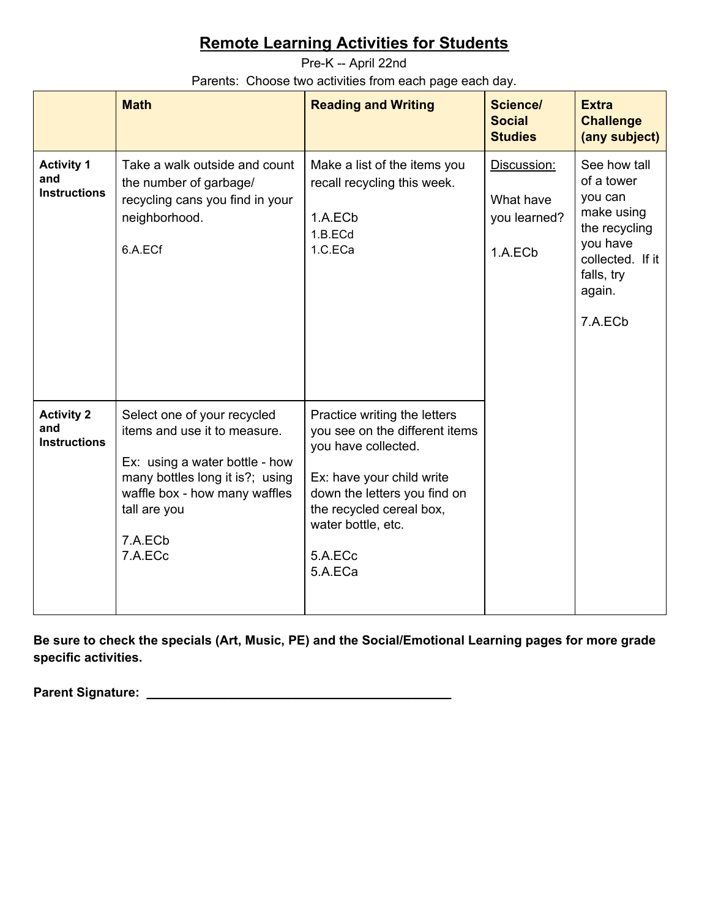# Remote Learning Activities for Students

Pre-K -- April 22nd

Parents: Choose two activities from each page each day.

| | **Math** | **Reading and Writing** | **Science/ Social Studies** | **Extra Challenge (any subject)** |
|---|---|---|---|---|
| **Activity 1 and Instructions** | Take a walk outside and count the number of garbage/ recycling cans you find in your neighborhood.<br><br>6.A.ECf | Make a list of the items you recall recycling this week.<br><br>1.A.ECb<br>1.B.ECd<br>1.C.ECa | Discussion:<br><br>What have you learned?<br><br>1.A.ECb | See how tall of a tower you can make using the recycling you have collected. If it falls, try again.<br><br>7.A.ECb |
| **Activity 2 and Instructions** | Select one of your recycled items and use it to measure.<br><br>Ex: using a water bottle - how many bottles long it is?; using waffle box - how many waffles tall are you<br><br>7.A.ECb<br>7.A.ECc | Practice writing the letters you see on the different items you have collected.<br><br>Ex: have your child write down the letters you find on the recycled cereal box, water bottle, etc.<br><br>5.A.ECc<br>5.A.ECa | | |

**Be sure to check the specials (Art, Music, PE) and the Social/Emotional Learning pages for more grade specific activities.**

**Parent Signature:** ___________________________________________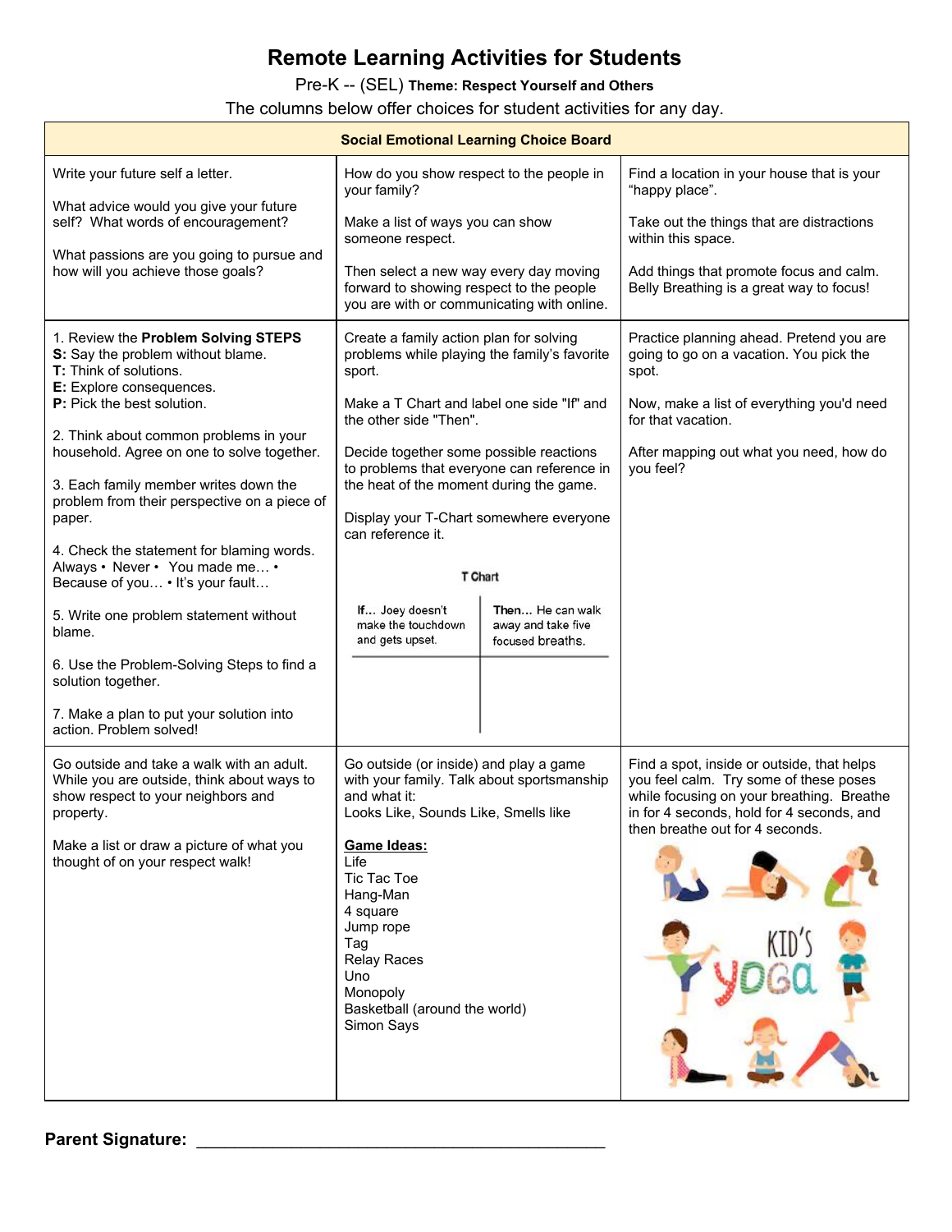# Remote Learning Activities for Students

Pre-K -- (SEL) **Theme: Respect Yourself and Others**

The columns below offer choices for student activities for any day.

| **Social Emotional Learning Choice Board** | | |
|---|---|---|
| Write your future self a letter.<br><br>What advice would you give your future self? What words of encouragement?<br><br>What passions are you going to pursue and how will you achieve those goals? | How do you show respect to the people in your family?<br><br>Make a list of ways you can show someone respect.<br><br>Then select a new way every day moving forward to showing respect to the people you are with or communicating with online. | Find a location in your house that is your "happy place".<br><br>Take out the things that are distractions within this space.<br><br>Add things that promote focus and calm. Belly Breathing is a great way to focus! |
| 1. Review the **Problem Solving STEPS**<br>**S:** Say the problem without blame.<br>**T:** Think of solutions.<br>**E:** Explore consequences.<br>**P:** Pick the best solution.<br><br>2. Think about common problems in your household. Agree on one to solve together.<br><br>3. Each family member writes down the problem from their perspective on a piece of paper.<br><br>4. Check the statement for blaming words. Always • Never • You made me… • Because of you… • It's your fault…<br><br>5. Write one problem statement without blame.<br><br>6. Use the Problem-Solving Steps to find a solution together.<br><br>7. Make a plan to put your solution into action. Problem solved! | Create a family action plan for solving problems while playing the family's favorite sport.<br><br>Make a T Chart and label one side "If" and the other side "Then".<br><br>Decide together some possible reactions to problems that everyone can reference in the heat of the moment during the game.<br><br>Display your T-Chart somewhere everyone can reference it.<br><br>**T Chart**<br>**If…** Joey doesn't make the touchdown and gets upset. / **Then…** He can walk away and take five focused breaths. | Practice planning ahead. Pretend you are going to go on a vacation. You pick the spot.<br><br>Now, make a list of everything you'd need for that vacation.<br><br>After mapping out what you need, how do you feel? |
| Go outside and take a walk with an adult. While you are outside, think about ways to show respect to your neighbors and property.<br><br>Make a list or draw a picture of what you thought of on your respect walk! | Go outside (or inside) and play a game with your family. Talk about sportsmanship and what it:<br>Looks Like, Sounds Like, Smells like<br><br>**Game Ideas:**<br>Life<br>Tic Tac Toe<br>Hang-Man<br>4 square<br>Jump rope<br>Tag<br>Relay Races<br>Uno<br>Monopoly<br>Basketball (around the world)<br>Simon Says | Find a spot, inside or outside, that helps you feel calm. Try some of these poses while focusing on your breathing. Breathe in for 4 seconds, hold for 4 seconds, and then breathe out for 4 seconds. |

**Parent Signature:** ______________________________________________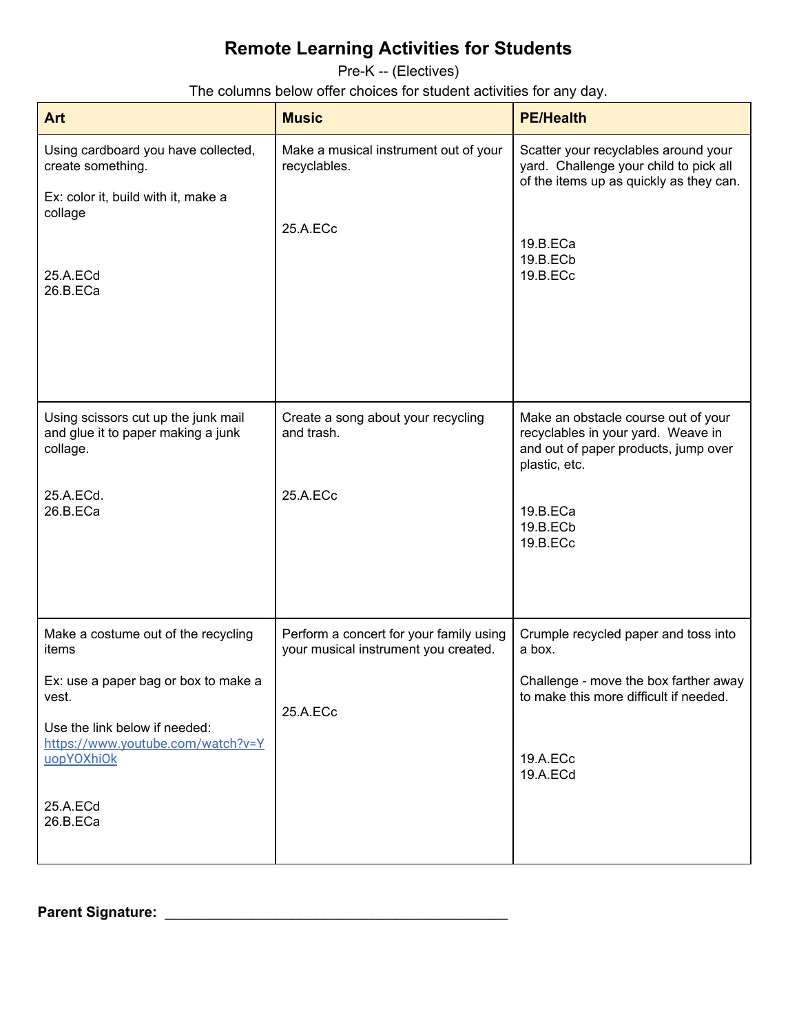# Remote Learning Activities for Students

Pre-K -- (Electives)

The columns below offer choices for student activities for any day.

| Art | Music | PE/Health |
|---|---|---|
| Using cardboard you have collected, create something.<br><br>Ex: color it, build with it, make a collage<br><br>25.A.ECd<br>26.B.ECa | Make a musical instrument out of your recyclables.<br><br>25.A.ECc | Scatter your recyclables around your yard. Challenge your child to pick all of the items up as quickly as they can.<br><br>19.B.ECa<br>19.B.ECb<br>19.B.ECc |
| Using scissors cut up the junk mail and glue it to paper making a junk collage.<br><br>25.A.ECd.<br>26.B.ECa | Create a song about your recycling and trash.<br><br>25.A.ECc | Make an obstacle course out of your recyclables in your yard. Weave in and out of paper products, jump over plastic, etc.<br><br>19.B.ECa<br>19.B.ECb<br>19.B.ECc |
| Make a costume out of the recycling items<br><br>Ex: use a paper bag or box to make a vest.<br><br>Use the link below if needed:<br>https://www.youtube.com/watch?v=YuopYOXhiOk<br><br>25.A.ECd<br>26.B.ECa | Perform a concert for your family using your musical instrument you created.<br><br>25.A.ECc | Crumple recycled paper and toss into a box.<br><br>Challenge - move the box farther away to make this more difficult if needed.<br><br>19.A.ECc<br>19.A.ECd |

**Parent Signature:** ____________________________________________